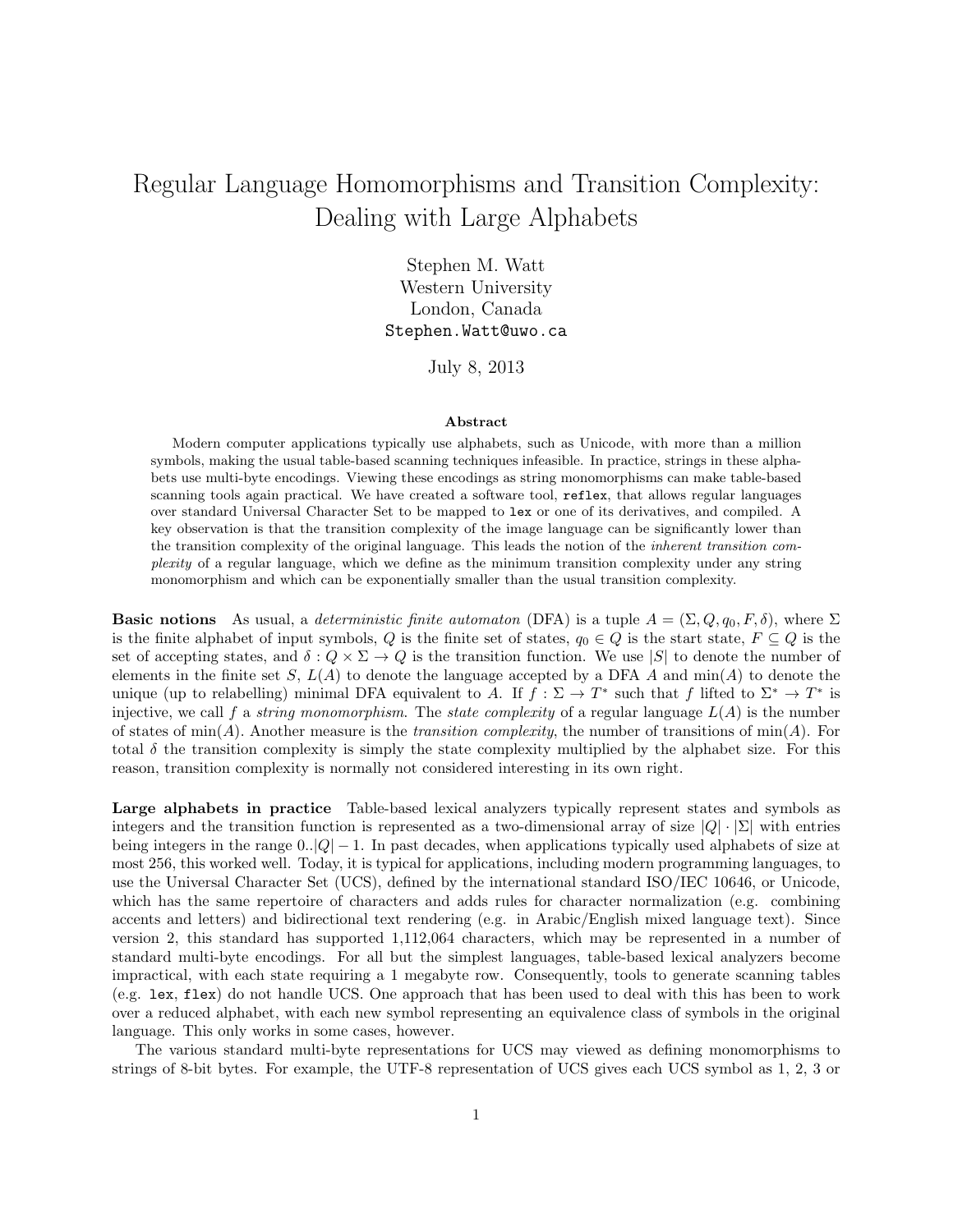# Regular Language Homomorphisms and Transition Complexity: Dealing with Large Alphabets

Stephen M. Watt
Western University
London, Canada
`Stephen.Watt@uwo.ca`

July 8, 2013

### Abstract

Modern computer applications typically use alphabets, such as Unicode, with more than a million symbols, making the usual table-based scanning techniques infeasible. In practice, strings in these alphabets use multi-byte encodings. Viewing these encodings as string monomorphisms can make table-based scanning tools again practical. We have created a software tool, `reflex`, that allows regular languages over standard Universal Character Set to be mapped to `lex` or one of its derivatives, and compiled. A key observation is that the transition complexity of the image language can be significantly lower than the transition complexity of the original language. This leads the notion of the *inherent transition complexity* of a regular language, which we define as the minimum transition complexity under any string monomorphism and which can be exponentially smaller than the usual transition complexity.

**Basic notions** As usual, a *deterministic finite automaton* (DFA) is a tuple $A = (\Sigma, Q, q_0, F, \delta)$, where $\Sigma$ is the finite alphabet of input symbols, $Q$ is the finite set of states, $q_0 \in Q$ is the start state, $F \subseteq Q$ is the set of accepting states, and $\delta : Q \times \Sigma \to Q$ is the transition function. We use $|S|$ to denote the number of elements in the finite set $S$, $L(A)$ to denote the language accepted by a DFA $A$ and $\min(A)$ to denote the unique (up to relabelling) minimal DFA equivalent to $A$. If $f : \Sigma \to T^*$ such that $f$ lifted to $\Sigma^* \to T^*$ is injective, we call $f$ a *string monomorphism*. The *state complexity* of a regular language $L(A)$ is the number of states of $\min(A)$. Another measure is the *transition complexity*, the number of transitions of $\min(A)$. For total $\delta$ the transition complexity is simply the state complexity multiplied by the alphabet size. For this reason, transition complexity is normally not considered interesting in its own right.

**Large alphabets in practice** Table-based lexical analyzers typically represent states and symbols as integers and the transition function is represented as a two-dimensional array of size $|Q| \cdot |\Sigma|$ with entries being integers in the range $0..|Q| - 1$. In past decades, when applications typically used alphabets of size at most 256, this worked well. Today, it is typical for applications, including modern programming languages, to use the Universal Character Set (UCS), defined by the international standard ISO/IEC 10646, or Unicode, which has the same repertoire of characters and adds rules for character normalization (e.g. combining accents and letters) and bidirectional text rendering (e.g. in Arabic/English mixed language text). Since version 2, this standard has supported 1,112,064 characters, which may be represented in a number of standard multi-byte encodings. For all but the simplest languages, table-based lexical analyzers become impractical, with each state requiring a 1 megabyte row. Consequently, tools to generate scanning tables (e.g. `lex`, `flex`) do not handle UCS. One approach that has been used to deal with this has been to work over a reduced alphabet, with each new symbol representing an equivalence class of symbols in the original language. This only works in some cases, however.

The various standard multi-byte representations for UCS may viewed as defining monomorphisms to strings of 8-bit bytes. For example, the UTF-8 representation of UCS gives each UCS symbol as 1, 2, 3 or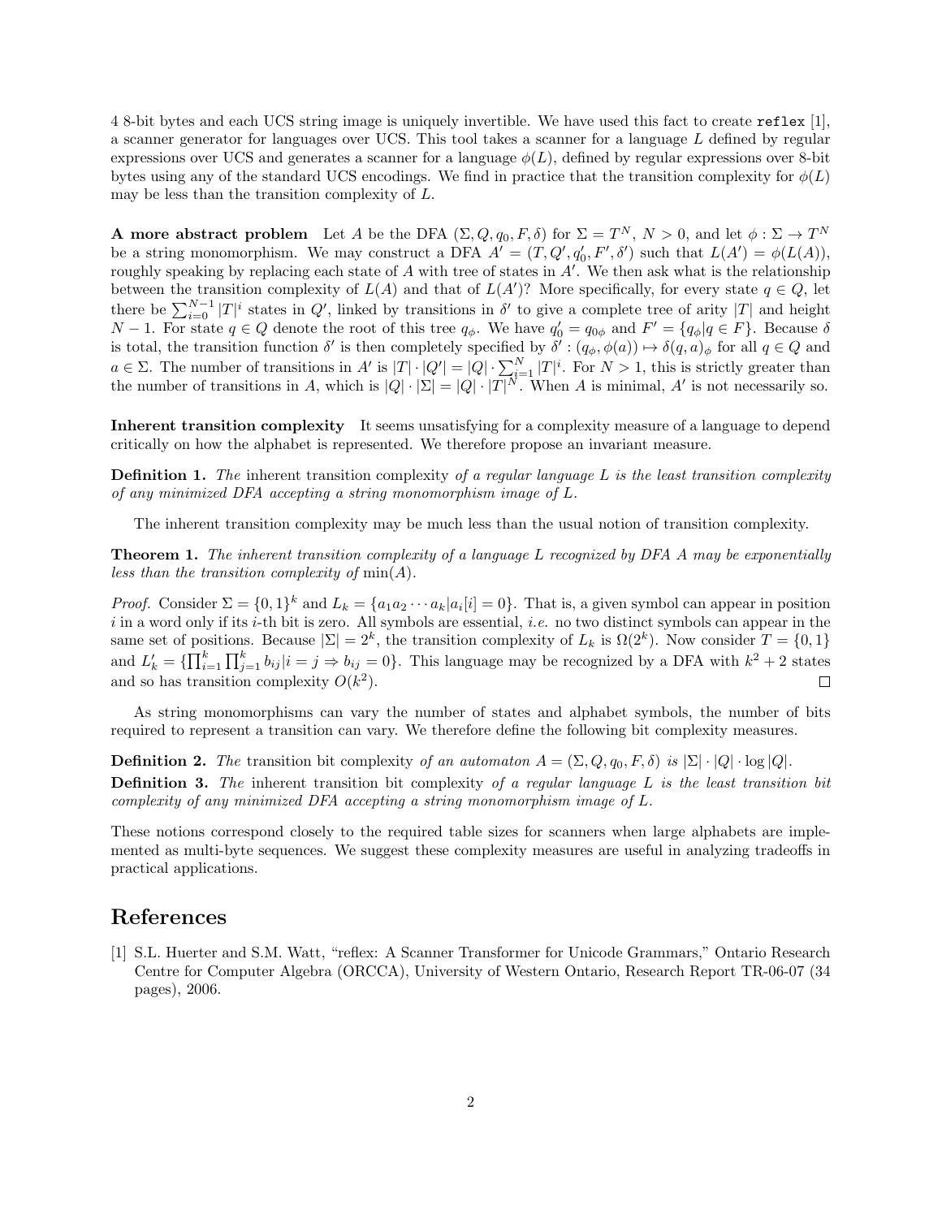4 8-bit bytes and each UCS string image is uniquely invertible. We have used this fact to create `reflex` [1], a scanner generator for languages over UCS. This tool takes a scanner for a language $L$ defined by regular expressions over UCS and generates a scanner for a language $\phi(L)$, defined by regular expressions over 8-bit bytes using any of the standard UCS encodings. We find in practice that the transition complexity for $\phi(L)$ may be less than the transition complexity of $L$.

**A more abstract problem** Let $A$ be the DFA $(\Sigma, Q, q_0, F, \delta)$ for $\Sigma = T^N$, $N > 0$, and let $\phi : \Sigma \to T^N$ be a string monomorphism. We may construct a DFA $A' = (T, Q', q_0', F', \delta')$ such that $L(A') = \phi(L(A))$, roughly speaking by replacing each state of $A$ with tree of states in $A'$. We then ask what is the relationship between the transition complexity of $L(A)$ and that of $L(A')$? More specifically, for every state $q \in Q$, let there be $\sum_{i=0}^{N-1} |T|^i$ states in $Q'$, linked by transitions in $\delta'$ to give a complete tree of arity $|T|$ and height $N-1$. For state $q \in Q$ denote the root of this tree $q_\phi$. We have $q_0' = q_{0\phi}$ and $F' = \{q_\phi | q \in F\}$. Because $\delta$ is total, the transition function $\delta'$ is then completely specified by $\delta' : (q_\phi, \phi(a)) \mapsto \delta(q,a)_\phi$ for all $q \in Q$ and $a \in \Sigma$. The number of transitions in $A'$ is $|T| \cdot |Q'| = |Q| \cdot \sum_{i=1}^{N} |T|^i$. For $N > 1$, this is strictly greater than the number of transitions in $A$, which is $|Q| \cdot |\Sigma| = |Q| \cdot |T|^N$. When $A$ is minimal, $A'$ is not necessarily so.

**Inherent transition complexity** It seems unsatisfying for a complexity measure of a language to depend critically on how the alphabet is represented. We therefore propose an invariant measure.

**Definition 1.** *The* inherent transition complexity *of a regular language $L$ is the least transition complexity of any minimized DFA accepting a string monomorphism image of $L$.*

The inherent transition complexity may be much less than the usual notion of transition complexity.

**Theorem 1.** *The inherent transition complexity of a language $L$ recognized by DFA $A$ may be exponentially less than the transition complexity of* $\min(A)$.

*Proof.* Consider $\Sigma = \{0,1\}^k$ and $L_k = \{a_1 a_2 \cdots a_k | a_i[i] = 0\}$. That is, a given symbol can appear in position $i$ in a word only if its $i$-th bit is zero. All symbols are essential, *i.e.* no two distinct symbols can appear in the same set of positions. Because $|\Sigma| = 2^k$, the transition complexity of $L_k$ is $\Omega(2^k)$. Now consider $T = \{0,1\}$ and $L_k' = \{\prod_{i=1}^{k} \prod_{j=1}^{k} b_{ij} | i = j \Rightarrow b_{ij} = 0\}$. This language may be recognized by a DFA with $k^2 + 2$ states and so has transition complexity $O(k^2)$. □

As string monomorphisms can vary the number of states and alphabet symbols, the number of bits required to represent a transition can vary. We therefore define the following bit complexity measures.

**Definition 2.** *The* transition bit complexity *of an automaton $A = (\Sigma, Q, q_0, F, \delta)$ is $|\Sigma| \cdot |Q| \cdot \log |Q|$.*

**Definition 3.** *The* inherent transition bit complexity *of a regular language $L$ is the least transition bit complexity of any minimized DFA accepting a string monomorphism image of $L$.*

These notions correspond closely to the required table sizes for scanners when large alphabets are implemented as multi-byte sequences. We suggest these complexity measures are useful in analyzing tradeoffs in practical applications.

# References

[1] S.L. Huerter and S.M. Watt, "reflex: A Scanner Transformer for Unicode Grammars," Ontario Research Centre for Computer Algebra (ORCCA), University of Western Ontario, Research Report TR-06-07 (34 pages), 2006.